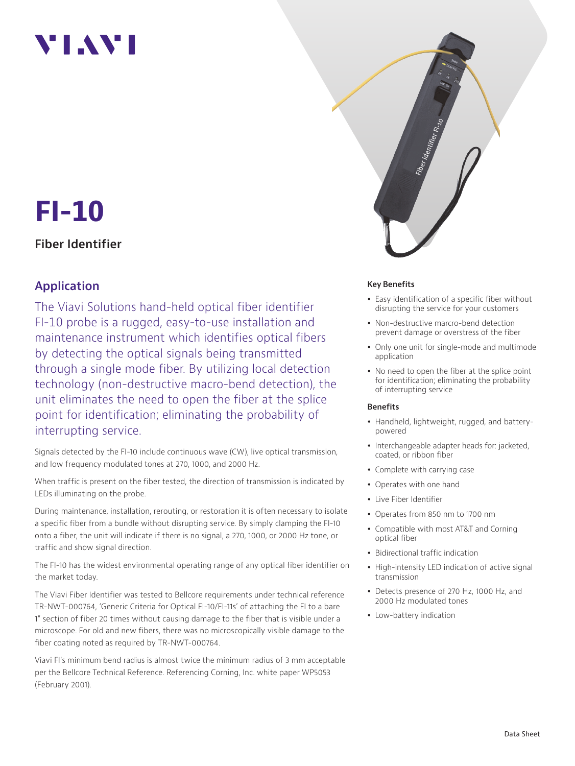# FI-10

## Fiber Identifier

## Application

The Viavi Solutions hand-held optical fiber identifier FI-10 probe is a rugged, easy-to-use installation and maintenance instrument which identifies optical fibers by detecting the optical signals being transmitted through a single mode fiber. By utilizing local detection technology (non-destructive macro-bend detection), the unit eliminates the need to open the fiber at the splice point for identification; eliminating the probability of interrupting service.

Signals detected by the FI-10 include continuous wave (CW), live optical transmission, and low frequency modulated tones at 270, 1000, and 2000 Hz.

When traffic is present on the fiber tested, the direction of transmission is indicated by LEDs illuminating on the probe.

During maintenance, installation, rerouting, or restoration it is often necessary to isolate a specific fiber from a bundle without disrupting service. By simply clamping the FI-10 onto a fiber, the unit will indicate if there is no signal, a 270, 1000, or 2000 Hz tone, or traffic and show signal direction.

The FI-10 has the widest environmental operating range of any optical fiber identifier on the market today.

The Viavi Fiber Identifier was tested to Bellcore requirements under technical reference TR-NWT-000764, 'Generic Criteria for Optical FI-10/FI-11s' of attaching the FI to a bare 1" section of fiber 20 times without causing damage to the fiber that is visible under a microscope. For old and new fibers, there was no microscopically visible damage to the fiber coating noted as required by TR-NWT-000764.

Viavi FI's minimum bend radius is almost twice the minimum radius of 3 mm acceptable per the Bellcore Technical Reference. Referencing Corning, Inc. white paper WP5053 (February 2001).

### Key Benefits

- Easy identification of a specific fiber without disrupting the service for your customers
- Non-destructive marcro-bend detection prevent damage or overstress of the fiber
- Only one unit for single-mode and multimode application
- No need to open the fiber at the splice point for identification; eliminating the probability of interrupting service

### Benefits

- Handheld, lightweight, rugged, and battery-powered
- Interchangeable adapter heads for: jacketed, coated, or ribbon fiber
- Complete with carrying case
- Operates with one hand
- Live Fiber Identifier
- Operates from 850 nm to 1700 nm
- Compatible with most AT&T and Corning optical fiber
- Bidirectional traffic indication
- High-intensity LED indication of active signal transmission
- Detects presence of 270 Hz, 1000 Hz, and 2000 Hz modulated tones
- Low-battery indication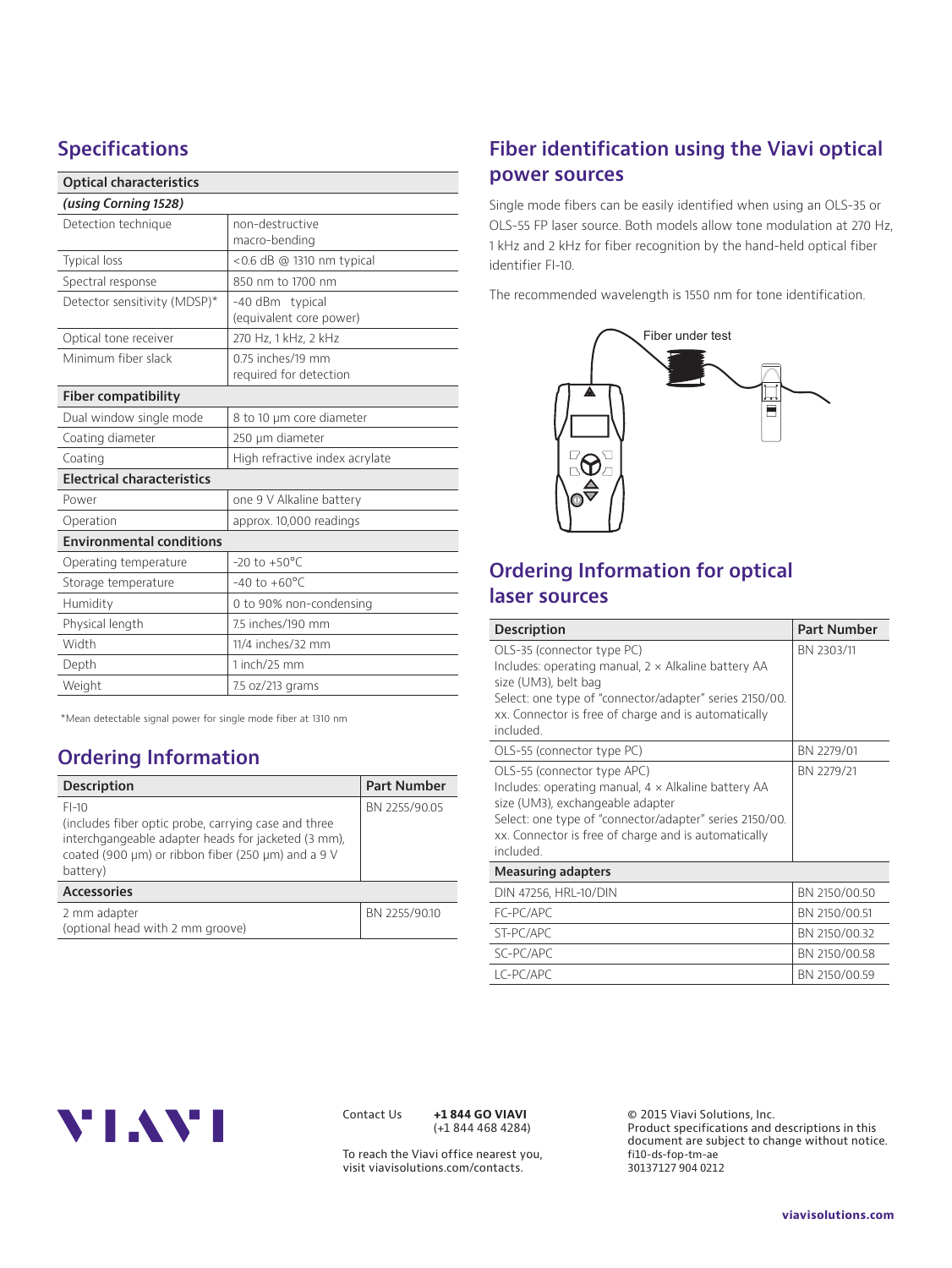## Specifications

| Optical characteristics | |
|---|---|
| *(using Corning 1528)* | |
| Detection technique | non-destructive macro-bending |
| Typical loss | <0.6 dB @ 1310 nm typical |
| Spectral response | 850 nm to 1700 nm |
| Detector sensitivity (MDSP)* | -40 dBm typical (equivalent core power) |
| Optical tone receiver | 270 Hz, 1 kHz, 2 kHz |
| Minimum fiber slack | 0.75 inches/19 mm required for detection |
| **Fiber compatibility** | |
| Dual window single mode | 8 to 10 μm core diameter |
| Coating diameter | 250 μm diameter |
| Coating | High refractive index acrylate |
| **Electrical characteristics** | |
| Power | one 9 V Alkaline battery |
| Operation | approx. 10,000 readings |
| **Environmental conditions** | |
| Operating temperature | -20 to +50°C |
| Storage temperature | -40 to +60°C |
| Humidity | 0 to 90% non-condensing |
| Physical length | 7.5 inches/190 mm |
| Width | 11/4 inches/32 mm |
| Depth | 1 inch/25 mm |
| Weight | 7.5 oz/213 grams |

*Mean detectable signal power for single mode fiber at 1310 nm

## Ordering Information

| Description | Part Number |
|---|---|
| FI-10 (includes fiber optic probe, carrying case and three interchgangeable adapter heads for jacketed (3 mm), coated (900 μm) or ribbon fiber (250 μm) and a 9 V battery) | BN 2255/90.05 |
| **Accessories** | |
| 2 mm adapter (optional head with 2 mm groove) | BN 2255/90.10 |

## Fiber identification using the Viavi optical power sources

Single mode fibers can be easily identified when using an OLS-35 or OLS-55 FP laser source. Both models allow tone modulation at 270 Hz, 1 kHz and 2 kHz for fiber recognition by the hand-held optical fiber identifier FI-10.

The recommended wavelength is 1550 nm for tone identification.

Fiber under test

## Ordering Information for optical laser sources

| Description | Part Number |
|---|---|
| OLS-35 (connector type PC) Includes: operating manual, 2 × Alkaline battery AA size (UM3), belt bag Select: one type of "connector/adapter" series 2150/00.xx. Connector is free of charge and is automatically included. | BN 2303/11 |
| OLS-55 (connector type PC) | BN 2279/01 |
| OLS-55 (connector type APC) Includes: operating manual, 4 × Alkaline battery AA size (UM3), exchangeable adapter Select: one type of "connector/adapter" series 2150/00.xx. Connector is free of charge and is automatically included. | BN 2279/21 |
| **Measuring adapters** | |
| DIN 47256, HRL-10/DIN | BN 2150/00.50 |
| FC-PC/APC | BN 2150/00.51 |
| ST-PC/APC | BN 2150/00.32 |
| SC-PC/APC | BN 2150/00.58 |
| LC-PC/APC | BN 2150/00.59 |

VIAVI

Contact Us **+1 844 GO VIAVI**
(+1 844 468 4284)

To reach the Viavi office nearest you, visit viavisolutions.com/contacts.

© 2015 Viavi Solutions, Inc.
Product specifications and descriptions in this document are subject to change without notice.
fi10-ds-fop-tm-ae
30137127 904 0212

**viavisolutions.com**